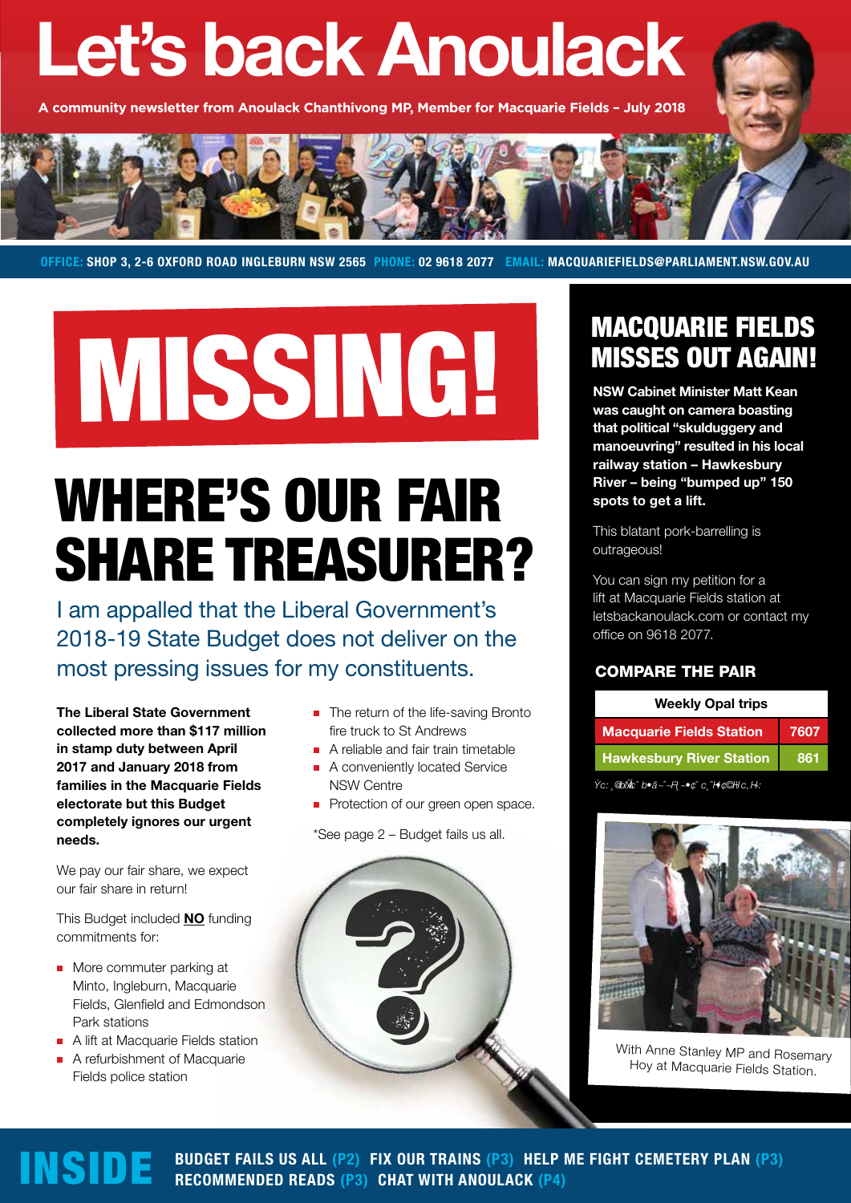# Let's back Anoulack

**A community newsletter from Anoulack Chanthivong MP, Member for Macquarie Fields – July 2018**

**OFFICE:** SHOP 3, 2-6 OXFORD ROAD INGLEBURN NSW 2565 **PHONE:** 02 9618 2077 **EMAIL:** MACQUARIEFIELDS@PARLIAMENT.NSW.GOV.AU

# MISSING!

## WHERE'S OUR FAIR SHARE TREASURER?

I am appalled that the Liberal Government's 2018-19 State Budget does not deliver on the most pressing issues for my constituents.

**The Liberal State Government collected more than $117 million in stamp duty between April 2017 and January 2018 from families in the Macquarie Fields electorate but this Budget completely ignores our urgent needs.**

We pay our fair share, we expect our fair share in return!

This Budget included **NO** funding commitments for:

- More commuter parking at Minto, Ingleburn, Macquarie Fields, Glenfield and Edmondson Park stations
- A lift at Macquarie Fields station
- A refurbishment of Macquarie Fields police station
- The return of the life-saving Bronto fire truck to St Andrews
- A reliable and fair train timetable
- A conveniently located Service NSW Centre
- Protection of our green open space.

*See page 2 – Budget fails us all.

## MACQUARIE FIELDS MISSES OUT AGAIN!

**NSW Cabinet Minister Matt Kean was caught on camera boasting that political "skulduggery and manoeuvring" resulted in his local railway station – Hawkesbury River – being "bumped up" 150 spots to get a lift.**

This blatant pork-barrelling is outrageous!

You can sign my petition for a lift at Macquarie Fields station at letsbackanoulack.com or contact my office on 9618 2077.

### COMPARE THE PAIR

| Weekly Opal trips | |
|---|---|
| Macquarie Fields Station | 7607 |
| Hawkesbury River Station | 861 |

With Anne Stanley MP and Rosemary Hoy at Macquarie Fields Station.

# INSIDE

**BUDGET FAILS US ALL (P2) FIX OUR TRAINS (P3) HELP ME FIGHT CEMETERY PLAN (P3) RECOMMENDED READS (P3) CHAT WITH ANOULACK (P4)**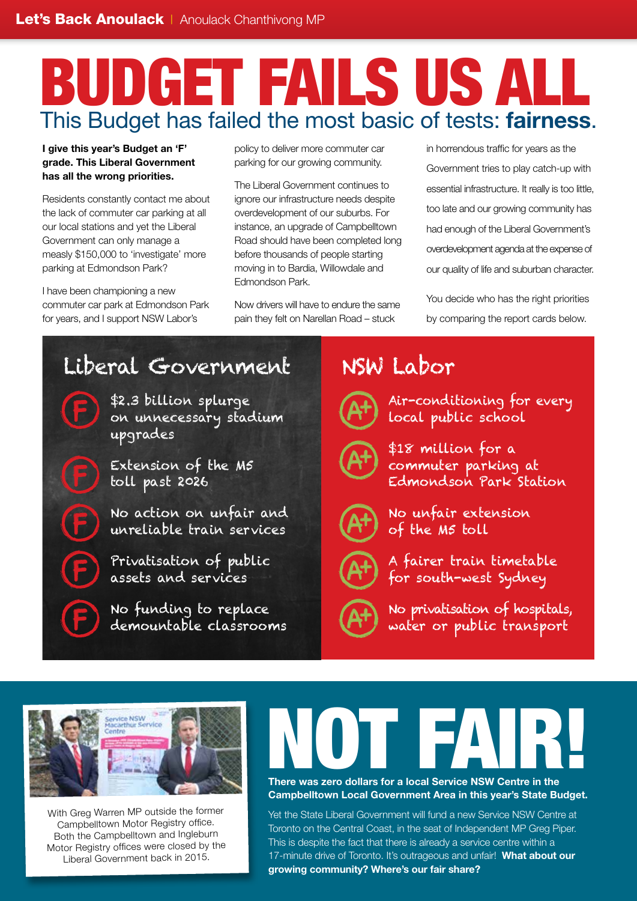# BUDGET FAILS US ALL

## This Budget has failed the most basic of tests: **fairness**.

**I give this year's Budget an 'F' grade. This Liberal Government has all the wrong priorities.**

Residents constantly contact me about the lack of commuter car parking at all our local stations and yet the Liberal Government can only manage a measly $150,000 to 'investigate' more parking at Edmondson Park?

I have been championing a new commuter car park at Edmondson Park for years, and I support NSW Labor's policy to deliver more commuter car parking for our growing community.

The Liberal Government continues to ignore our infrastructure needs despite overdevelopment of our suburbs. For instance, an upgrade of Campbelltown Road should have been completed long before thousands of people starting moving in to Bardia, Willowdale and Edmondson Park.

Now drivers will have to endure the same pain they felt on Narellan Road – stuck in horrendous traffic for years as the Government tries to play catch-up with essential infrastructure. It really is too little, too late and our growing community has had enough of the Liberal Government's overdevelopment agenda at the expense of our quality of life and suburban character.

You decide who has the right priorities by comparing the report cards below.

### Liberal Government

- **F** – $2.3 billion splurge on unnecessary stadium upgrades
- **F** – Extension of the M5 toll past 2026
- **F** – No action on unfair and unreliable train services
- **F** – Privatisation of public assets and services
- **F** – No funding to replace demountable classrooms

### NSW Labor

- **A+** – Air-conditioning for every local public school
- **A+** – $18 million for a commuter parking at Edmondson Park Station
- **A+** – No unfair extension of the M5 toll
- **A+** – A fairer train timetable for south-west Sydney
- **A+** – No privatisation of hospitals, water or public transport

With Greg Warren MP outside the former Campbelltown Motor Registry office. Both the Campbelltown and Ingleburn Motor Registry offices were closed by the Liberal Government back in 2015.

# NOT FAIR!

**There was zero dollars for a local Service NSW Centre in the Campbelltown Local Government Area in this year's State Budget.**

Yet the State Liberal Government will fund a new Service NSW Centre at Toronto on the Central Coast, in the seat of Independent MP Greg Piper. This is despite the fact that there is already a service centre within a 17-minute drive of Toronto. It's outrageous and unfair! **What about our growing community? Where's our fair share?**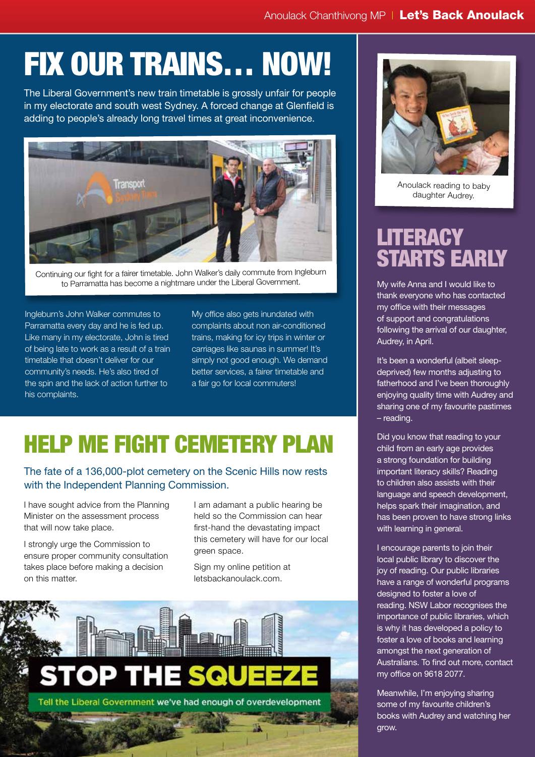# FIX OUR TRAINS… NOW!

The Liberal Government's new train timetable is grossly unfair for people in my electorate and south west Sydney. A forced change at Glenfield is adding to people's already long travel times at great inconvenience.

Continuing our fight for a fairer timetable. John Walker's daily commute from Ingleburn to Parramatta has become a nightmare under the Liberal Government.

Ingleburn's John Walker commutes to Parramatta every day and he is fed up. Like many in my electorate, John is tired of being late to work as a result of a train timetable that doesn't deliver for our community's needs. He's also tired of the spin and the lack of action further to his complaints.

My office also gets inundated with complaints about non air-conditioned trains, making for icy trips in winter or carriages like saunas in summer! It's simply not good enough. We demand better services, a fairer timetable and a fair go for local commuters!

# HELP ME FIGHT CEMETERY PLAN

The fate of a 136,000-plot cemetery on the Scenic Hills now rests with the Independent Planning Commission.

I have sought advice from the Planning Minister on the assessment process that will now take place.

I strongly urge the Commission to ensure proper community consultation takes place before making a decision on this matter.

I am adamant a public hearing be held so the Commission can hear first-hand the devastating impact this cemetery will have for our local green space.

Sign my online petition at letsbackanoulack.com.

**STOP THE SQUEEZE**

Tell the Liberal Government we've had enough of overdevelopment

Anoulack reading to baby daughter Audrey.

# LITERACY STARTS EARLY

My wife Anna and I would like to thank everyone who has contacted my office with their messages of support and congratulations following the arrival of our daughter, Audrey, in April.

It's been a wonderful (albeit sleep-deprived) few months adjusting to fatherhood and I've been thoroughly enjoying quality time with Audrey and sharing one of my favourite pastimes – reading.

Did you know that reading to your child from an early age provides a strong foundation for building important literacy skills? Reading to children also assists with their language and speech development, helps spark their imagination, and has been proven to have strong links with learning in general.

I encourage parents to join their local public library to discover the joy of reading. Our public libraries have a range of wonderful programs designed to foster a love of reading. NSW Labor recognises the importance of public libraries, which is why it has developed a policy to foster a love of books and learning amongst the next generation of Australians. To find out more, contact my office on 9618 2077.

Meanwhile, I'm enjoying sharing some of my favourite children's books with Audrey and watching her grow.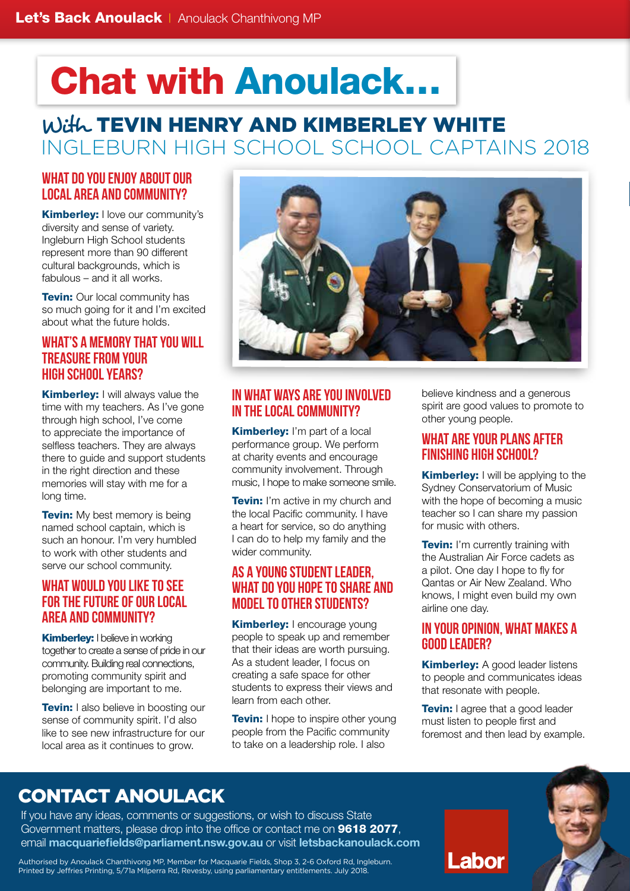# Chat with Anoulack...

## With TEVIN HENRY AND KIMBERLEY WHITE

## INGLEBURN HIGH SCHOOL SCHOOL CAPTAINS 2018

### WHAT DO YOU ENJOY ABOUT OUR LOCAL AREA AND COMMUNITY?

**Kimberley:** I love our community's diversity and sense of variety. Ingleburn High School students represent more than 90 different cultural backgrounds, which is fabulous – and it all works.

**Tevin:** Our local community has so much going for it and I'm excited about what the future holds.

### WHAT'S A MEMORY THAT YOU WILL TREASURE FROM YOUR HIGH SCHOOL YEARS?

**Kimberley:** I will always value the time with my teachers. As I've gone through high school, I've come to appreciate the importance of selfless teachers. They are always there to guide and support students in the right direction and these memories will stay with me for a long time.

**Tevin:** My best memory is being named school captain, which is such an honour. I'm very humbled to work with other students and serve our school community.

### WHAT WOULD YOU LIKE TO SEE FOR THE FUTURE OF OUR LOCAL AREA AND COMMUNITY?

**Kimberley:** I believe in working together to create a sense of pride in our community. Building real connections, promoting community spirit and belonging are important to me.

**Tevin:** I also believe in boosting our sense of community spirit. I'd also like to see new infrastructure for our local area as it continues to grow.

### IN WHAT WAYS ARE YOU INVOLVED IN THE LOCAL COMMUNITY?

**Kimberley:** I'm part of a local performance group. We perform at charity events and encourage community involvement. Through music, I hope to make someone smile.

**Tevin:** I'm active in my church and the local Pacific community. I have a heart for service, so do anything I can do to help my family and the wider community.

### AS A YOUNG STUDENT LEADER, WHAT DO YOU HOPE TO SHARE AND MODEL TO OTHER STUDENTS?

**Kimberley:** I encourage young people to speak up and remember that their ideas are worth pursuing. As a student leader, I focus on creating a safe space for other students to express their views and learn from each other.

**Tevin:** I hope to inspire other young people from the Pacific community to take on a leadership role. I also believe kindness and a generous spirit are good values to promote to other young people.

### WHAT ARE YOUR PLANS AFTER FINISHING HIGH SCHOOL?

**Kimberley:** I will be applying to the Sydney Conservatorium of Music with the hope of becoming a music teacher so I can share my passion for music with others.

**Tevin:** I'm currently training with the Australian Air Force cadets as a pilot. One day I hope to fly for Qantas or Air New Zealand. Who knows, I might even build my own airline one day.

### IN YOUR OPINION, WHAT MAKES A GOOD LEADER?

**Kimberley:** A good leader listens to people and communicates ideas that resonate with people.

**Tevin:** I agree that a good leader must listen to people first and foremost and then lead by example.

## CONTACT ANOULACK

If you have any ideas, comments or suggestions, or wish to discuss State Government matters, please drop into the office or contact me on **9618 2077**, email **macquariefields@parliament.nsw.gov.au** or visit **letsbackanoulack.com**

Authorised by Anoulack Chanthivong MP, Member for Macquarie Fields, Shop 3, 2-6 Oxford Rd, Ingleburn. Printed by Jeffries Printing, 5/71a Milperra Rd, Revesby, using parliamentary entitlements. July 2018.

Labor